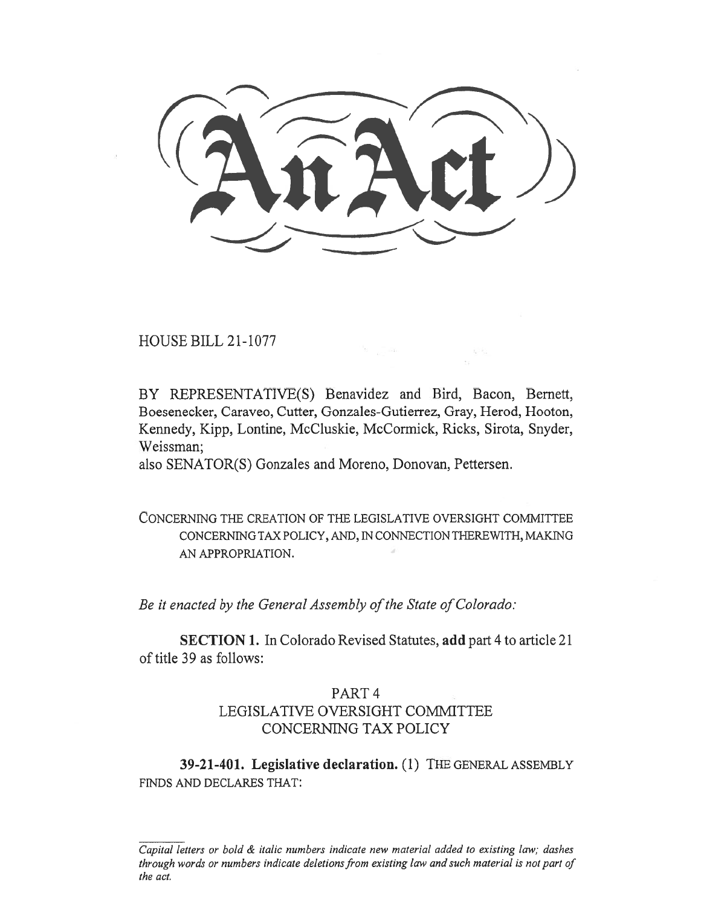# An Act

HOUSE BILL 21-1077

BY REPRESENTATIVE(S) Benavidez and Bird, Bacon, Bernett, Boesenecker, Caraveo, Cutter, Gonzales-Gutierrez, Gray, Herod, Hooton, Kennedy, Kipp, Lontine, McCluskie, McCormick, Ricks, Sirota, Snyder, Weissman;
also SENATOR(S) Gonzales and Moreno, Donovan, Pettersen.

CONCERNING THE CREATION OF THE LEGISLATIVE OVERSIGHT COMMITTEE CONCERNING TAX POLICY, AND, IN CONNECTION THEREWITH, MAKING AN APPROPRIATION.

*Be it enacted by the General Assembly of the State of Colorado:*

**SECTION 1.** In Colorado Revised Statutes, **add** part 4 to article 21 of title 39 as follows:

PART 4
LEGISLATIVE OVERSIGHT COMMITTEE
CONCERNING TAX POLICY

**39-21-401. Legislative declaration.** (1) THE GENERAL ASSEMBLY FINDS AND DECLARES THAT:

---

*Capital letters or bold & italic numbers indicate new material added to existing law; dashes through words or numbers indicate deletions from existing law and such material is not part of the act.*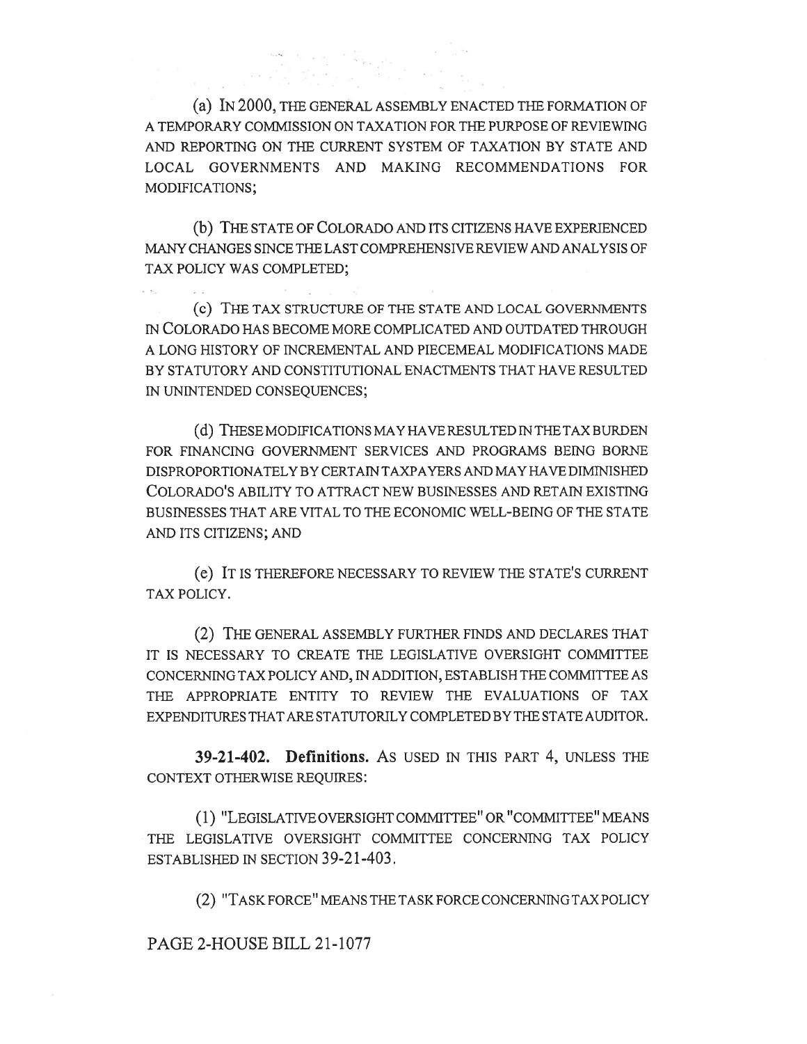(a) IN 2000, THE GENERAL ASSEMBLY ENACTED THE FORMATION OF A TEMPORARY COMMISSION ON TAXATION FOR THE PURPOSE OF REVIEWING AND REPORTING ON THE CURRENT SYSTEM OF TAXATION BY STATE AND LOCAL GOVERNMENTS AND MAKING RECOMMENDATIONS FOR MODIFICATIONS;

(b) THE STATE OF COLORADO AND ITS CITIZENS HAVE EXPERIENCED MANY CHANGES SINCE THE LAST COMPREHENSIVE REVIEW AND ANALYSIS OF TAX POLICY WAS COMPLETED;

(c) THE TAX STRUCTURE OF THE STATE AND LOCAL GOVERNMENTS IN COLORADO HAS BECOME MORE COMPLICATED AND OUTDATED THROUGH A LONG HISTORY OF INCREMENTAL AND PIECEMEAL MODIFICATIONS MADE BY STATUTORY AND CONSTITUTIONAL ENACTMENTS THAT HAVE RESULTED IN UNINTENDED CONSEQUENCES;

(d) THESE MODIFICATIONS MAY HAVE RESULTED IN THE TAX BURDEN FOR FINANCING GOVERNMENT SERVICES AND PROGRAMS BEING BORNE DISPROPORTIONATELY BY CERTAIN TAXPAYERS AND MAY HAVE DIMINISHED COLORADO'S ABILITY TO ATTRACT NEW BUSINESSES AND RETAIN EXISTING BUSINESSES THAT ARE VITAL TO THE ECONOMIC WELL-BEING OF THE STATE AND ITS CITIZENS; AND

(e) IT IS THEREFORE NECESSARY TO REVIEW THE STATE'S CURRENT TAX POLICY.

(2) THE GENERAL ASSEMBLY FURTHER FINDS AND DECLARES THAT IT IS NECESSARY TO CREATE THE LEGISLATIVE OVERSIGHT COMMITTEE CONCERNING TAX POLICY AND, IN ADDITION, ESTABLISH THE COMMITTEE AS THE APPROPRIATE ENTITY TO REVIEW THE EVALUATIONS OF TAX EXPENDITURES THAT ARE STATUTORILY COMPLETED BY THE STATE AUDITOR.

**39-21-402. Definitions.** AS USED IN THIS PART 4, UNLESS THE CONTEXT OTHERWISE REQUIRES:

(1) "LEGISLATIVE OVERSIGHT COMMITTEE" OR "COMMITTEE" MEANS THE LEGISLATIVE OVERSIGHT COMMITTEE CONCERNING TAX POLICY ESTABLISHED IN SECTION 39-21-403.

(2) "TASK FORCE" MEANS THE TASK FORCE CONCERNING TAX POLICY

PAGE 2-HOUSE BILL 21-1077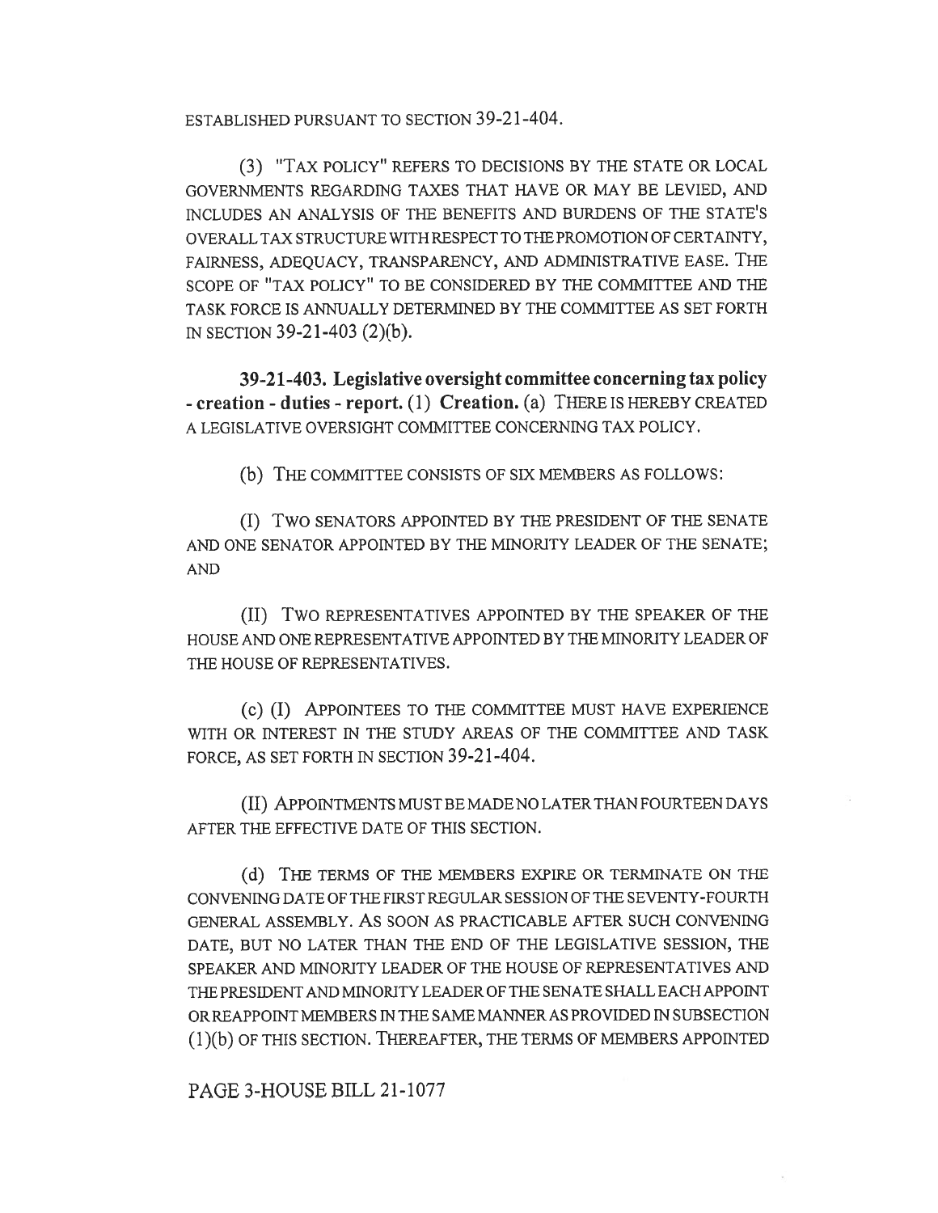ESTABLISHED PURSUANT TO SECTION 39-21-404.

(3) "TAX POLICY" REFERS TO DECISIONS BY THE STATE OR LOCAL GOVERNMENTS REGARDING TAXES THAT HAVE OR MAY BE LEVIED, AND INCLUDES AN ANALYSIS OF THE BENEFITS AND BURDENS OF THE STATE'S OVERALL TAX STRUCTURE WITH RESPECT TO THE PROMOTION OF CERTAINTY, FAIRNESS, ADEQUACY, TRANSPARENCY, AND ADMINISTRATIVE EASE. THE SCOPE OF "TAX POLICY" TO BE CONSIDERED BY THE COMMITTEE AND THE TASK FORCE IS ANNUALLY DETERMINED BY THE COMMITTEE AS SET FORTH IN SECTION 39-21-403 (2)(b).

**39-21-403. Legislative oversight committee concerning tax policy - creation - duties - report.** (1) **Creation.** (a) THERE IS HEREBY CREATED A LEGISLATIVE OVERSIGHT COMMITTEE CONCERNING TAX POLICY.

(b) THE COMMITTEE CONSISTS OF SIX MEMBERS AS FOLLOWS:

(I) TWO SENATORS APPOINTED BY THE PRESIDENT OF THE SENATE AND ONE SENATOR APPOINTED BY THE MINORITY LEADER OF THE SENATE; AND

(II) TWO REPRESENTATIVES APPOINTED BY THE SPEAKER OF THE HOUSE AND ONE REPRESENTATIVE APPOINTED BY THE MINORITY LEADER OF THE HOUSE OF REPRESENTATIVES.

(c) (I) APPOINTEES TO THE COMMITTEE MUST HAVE EXPERIENCE WITH OR INTEREST IN THE STUDY AREAS OF THE COMMITTEE AND TASK FORCE, AS SET FORTH IN SECTION 39-21-404.

(II) APPOINTMENTS MUST BE MADE NO LATER THAN FOURTEEN DAYS AFTER THE EFFECTIVE DATE OF THIS SECTION.

(d) THE TERMS OF THE MEMBERS EXPIRE OR TERMINATE ON THE CONVENING DATE OF THE FIRST REGULAR SESSION OF THE SEVENTY-FOURTH GENERAL ASSEMBLY. AS SOON AS PRACTICABLE AFTER SUCH CONVENING DATE, BUT NO LATER THAN THE END OF THE LEGISLATIVE SESSION, THE SPEAKER AND MINORITY LEADER OF THE HOUSE OF REPRESENTATIVES AND THE PRESIDENT AND MINORITY LEADER OF THE SENATE SHALL EACH APPOINT OR REAPPOINT MEMBERS IN THE SAME MANNER AS PROVIDED IN SUBSECTION (1)(b) OF THIS SECTION. THEREAFTER, THE TERMS OF MEMBERS APPOINTED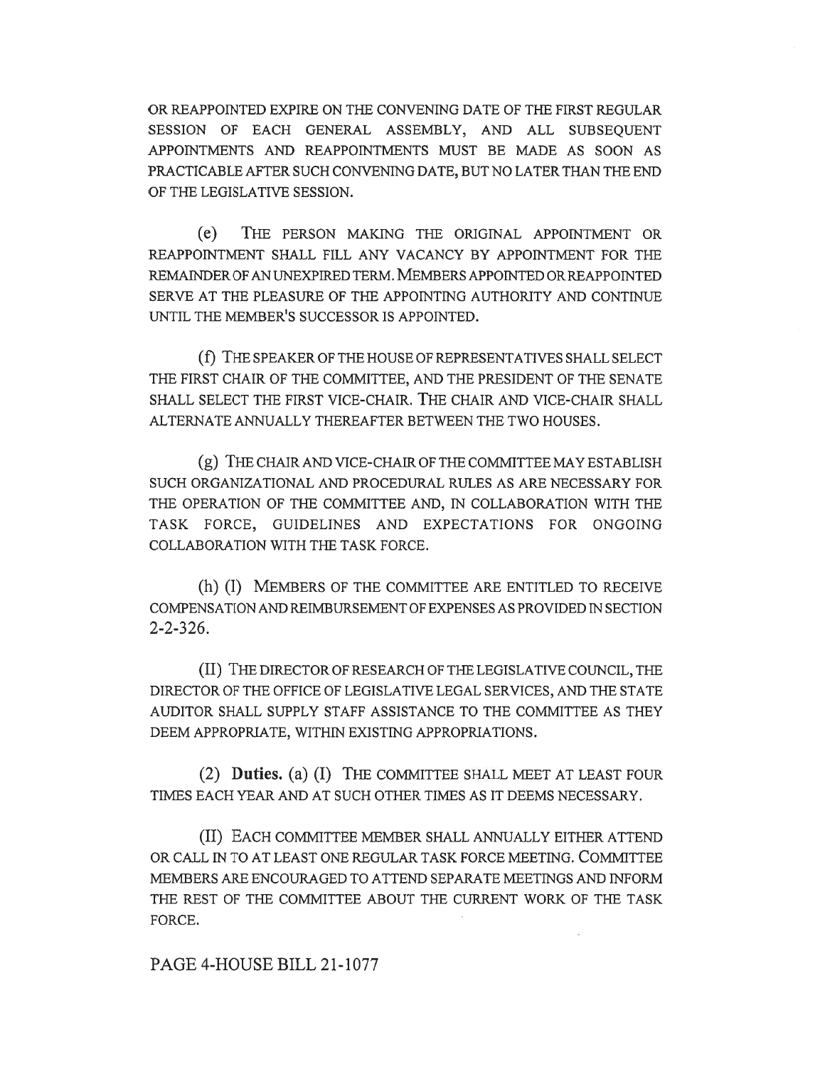OR REAPPOINTED EXPIRE ON THE CONVENING DATE OF THE FIRST REGULAR SESSION OF EACH GENERAL ASSEMBLY, AND ALL SUBSEQUENT APPOINTMENTS AND REAPPOINTMENTS MUST BE MADE AS SOON AS PRACTICABLE AFTER SUCH CONVENING DATE, BUT NO LATER THAN THE END OF THE LEGISLATIVE SESSION.

(e) THE PERSON MAKING THE ORIGINAL APPOINTMENT OR REAPPOINTMENT SHALL FILL ANY VACANCY BY APPOINTMENT FOR THE REMAINDER OF AN UNEXPIRED TERM. MEMBERS APPOINTED OR REAPPOINTED SERVE AT THE PLEASURE OF THE APPOINTING AUTHORITY AND CONTINUE UNTIL THE MEMBER'S SUCCESSOR IS APPOINTED.

(f) THE SPEAKER OF THE HOUSE OF REPRESENTATIVES SHALL SELECT THE FIRST CHAIR OF THE COMMITTEE, AND THE PRESIDENT OF THE SENATE SHALL SELECT THE FIRST VICE-CHAIR. THE CHAIR AND VICE-CHAIR SHALL ALTERNATE ANNUALLY THEREAFTER BETWEEN THE TWO HOUSES.

(g) THE CHAIR AND VICE-CHAIR OF THE COMMITTEE MAY ESTABLISH SUCH ORGANIZATIONAL AND PROCEDURAL RULES AS ARE NECESSARY FOR THE OPERATION OF THE COMMITTEE AND, IN COLLABORATION WITH THE TASK FORCE, GUIDELINES AND EXPECTATIONS FOR ONGOING COLLABORATION WITH THE TASK FORCE.

(h) (I) MEMBERS OF THE COMMITTEE ARE ENTITLED TO RECEIVE COMPENSATION AND REIMBURSEMENT OF EXPENSES AS PROVIDED IN SECTION 2-2-326.

(II) THE DIRECTOR OF RESEARCH OF THE LEGISLATIVE COUNCIL, THE DIRECTOR OF THE OFFICE OF LEGISLATIVE LEGAL SERVICES, AND THE STATE AUDITOR SHALL SUPPLY STAFF ASSISTANCE TO THE COMMITTEE AS THEY DEEM APPROPRIATE, WITHIN EXISTING APPROPRIATIONS.

(2) **Duties.** (a) (I) THE COMMITTEE SHALL MEET AT LEAST FOUR TIMES EACH YEAR AND AT SUCH OTHER TIMES AS IT DEEMS NECESSARY.

(II) EACH COMMITTEE MEMBER SHALL ANNUALLY EITHER ATTEND OR CALL IN TO AT LEAST ONE REGULAR TASK FORCE MEETING. COMMITTEE MEMBERS ARE ENCOURAGED TO ATTEND SEPARATE MEETINGS AND INFORM THE REST OF THE COMMITTEE ABOUT THE CURRENT WORK OF THE TASK FORCE.

PAGE 4-HOUSE BILL 21-1077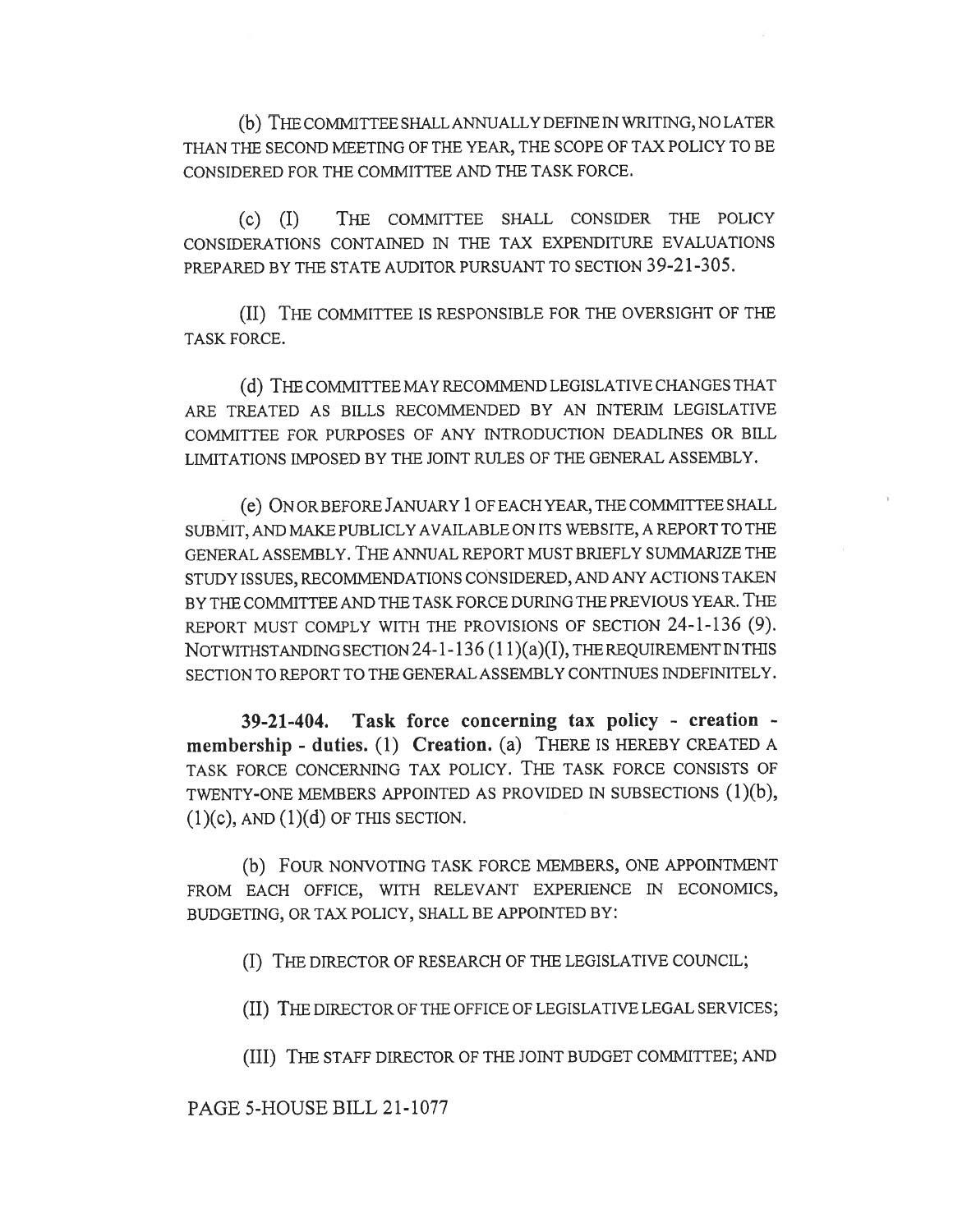(b) THE COMMITTEE SHALL ANNUALLY DEFINE IN WRITING, NO LATER THAN THE SECOND MEETING OF THE YEAR, THE SCOPE OF TAX POLICY TO BE CONSIDERED FOR THE COMMITTEE AND THE TASK FORCE.

(c) (I) THE COMMITTEE SHALL CONSIDER THE POLICY CONSIDERATIONS CONTAINED IN THE TAX EXPENDITURE EVALUATIONS PREPARED BY THE STATE AUDITOR PURSUANT TO SECTION 39-21-305.

(II) THE COMMITTEE IS RESPONSIBLE FOR THE OVERSIGHT OF THE TASK FORCE.

(d) THE COMMITTEE MAY RECOMMEND LEGISLATIVE CHANGES THAT ARE TREATED AS BILLS RECOMMENDED BY AN INTERIM LEGISLATIVE COMMITTEE FOR PURPOSES OF ANY INTRODUCTION DEADLINES OR BILL LIMITATIONS IMPOSED BY THE JOINT RULES OF THE GENERAL ASSEMBLY.

(e) ON OR BEFORE JANUARY 1 OF EACH YEAR, THE COMMITTEE SHALL SUBMIT, AND MAKE PUBLICLY AVAILABLE ON ITS WEBSITE, A REPORT TO THE GENERAL ASSEMBLY. THE ANNUAL REPORT MUST BRIEFLY SUMMARIZE THE STUDY ISSUES, RECOMMENDATIONS CONSIDERED, AND ANY ACTIONS TAKEN BY THE COMMITTEE AND THE TASK FORCE DURING THE PREVIOUS YEAR. THE REPORT MUST COMPLY WITH THE PROVISIONS OF SECTION 24-1-136 (9). NOTWITHSTANDING SECTION 24-1-136 (11)(a)(I), THE REQUIREMENT IN THIS SECTION TO REPORT TO THE GENERAL ASSEMBLY CONTINUES INDEFINITELY.

**39-21-404. Task force concerning tax policy - creation - membership - duties.** (1) **Creation.** (a) THERE IS HEREBY CREATED A TASK FORCE CONCERNING TAX POLICY. THE TASK FORCE CONSISTS OF TWENTY-ONE MEMBERS APPOINTED AS PROVIDED IN SUBSECTIONS (1)(b), (1)(c), AND (1)(d) OF THIS SECTION.

(b) FOUR NONVOTING TASK FORCE MEMBERS, ONE APPOINTMENT FROM EACH OFFICE, WITH RELEVANT EXPERIENCE IN ECONOMICS, BUDGETING, OR TAX POLICY, SHALL BE APPOINTED BY:

(I) THE DIRECTOR OF RESEARCH OF THE LEGISLATIVE COUNCIL;

(II) THE DIRECTOR OF THE OFFICE OF LEGISLATIVE LEGAL SERVICES;

(III) THE STAFF DIRECTOR OF THE JOINT BUDGET COMMITTEE; AND

PAGE 5-HOUSE BILL 21-1077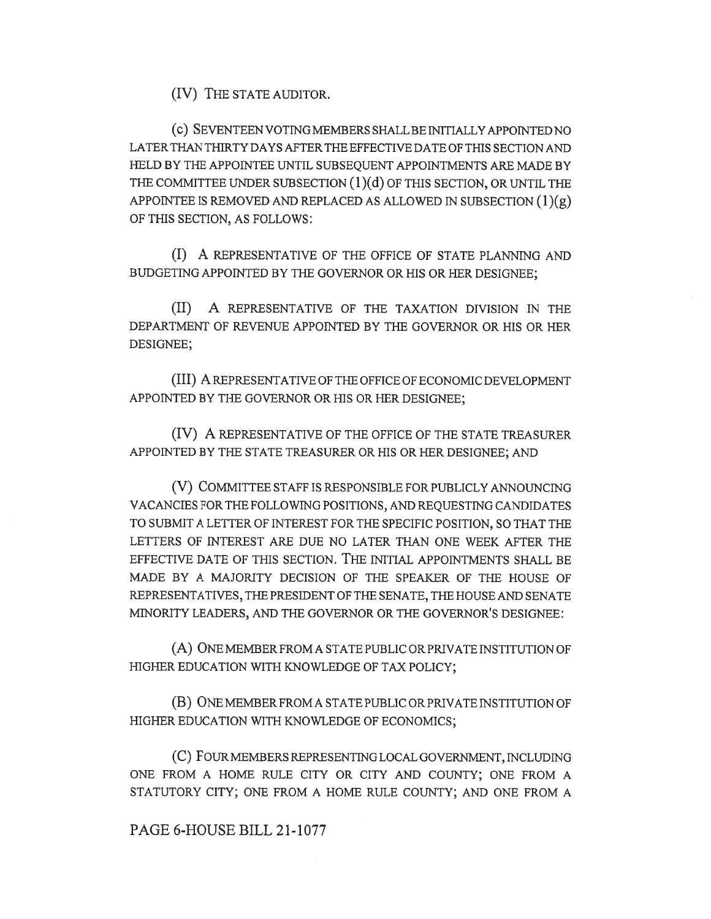(IV) THE STATE AUDITOR.

(c) SEVENTEEN VOTING MEMBERS SHALL BE INITIALLY APPOINTED NO LATER THAN THIRTY DAYS AFTER THE EFFECTIVE DATE OF THIS SECTION AND HELD BY THE APPOINTEE UNTIL SUBSEQUENT APPOINTMENTS ARE MADE BY THE COMMITTEE UNDER SUBSECTION (1)(d) OF THIS SECTION, OR UNTIL THE APPOINTEE IS REMOVED AND REPLACED AS ALLOWED IN SUBSECTION (1)(g) OF THIS SECTION, AS FOLLOWS:

(I) A REPRESENTATIVE OF THE OFFICE OF STATE PLANNING AND BUDGETING APPOINTED BY THE GOVERNOR OR HIS OR HER DESIGNEE;

(II) A REPRESENTATIVE OF THE TAXATION DIVISION IN THE DEPARTMENT OF REVENUE APPOINTED BY THE GOVERNOR OR HIS OR HER DESIGNEE;

(III) A REPRESENTATIVE OF THE OFFICE OF ECONOMIC DEVELOPMENT APPOINTED BY THE GOVERNOR OR HIS OR HER DESIGNEE;

(IV) A REPRESENTATIVE OF THE OFFICE OF THE STATE TREASURER APPOINTED BY THE STATE TREASURER OR HIS OR HER DESIGNEE; AND

(V) COMMITTEE STAFF IS RESPONSIBLE FOR PUBLICLY ANNOUNCING VACANCIES FOR THE FOLLOWING POSITIONS, AND REQUESTING CANDIDATES TO SUBMIT A LETTER OF INTEREST FOR THE SPECIFIC POSITION, SO THAT THE LETTERS OF INTEREST ARE DUE NO LATER THAN ONE WEEK AFTER THE EFFECTIVE DATE OF THIS SECTION. THE INITIAL APPOINTMENTS SHALL BE MADE BY A MAJORITY DECISION OF THE SPEAKER OF THE HOUSE OF REPRESENTATIVES, THE PRESIDENT OF THE SENATE, THE HOUSE AND SENATE MINORITY LEADERS, AND THE GOVERNOR OR THE GOVERNOR'S DESIGNEE:

(A) ONE MEMBER FROM A STATE PUBLIC OR PRIVATE INSTITUTION OF HIGHER EDUCATION WITH KNOWLEDGE OF TAX POLICY;

(B) ONE MEMBER FROM A STATE PUBLIC OR PRIVATE INSTITUTION OF HIGHER EDUCATION WITH KNOWLEDGE OF ECONOMICS;

(C) FOUR MEMBERS REPRESENTING LOCAL GOVERNMENT, INCLUDING ONE FROM A HOME RULE CITY OR CITY AND COUNTY; ONE FROM A STATUTORY CITY; ONE FROM A HOME RULE COUNTY; AND ONE FROM A

PAGE 6-HOUSE BILL 21-1077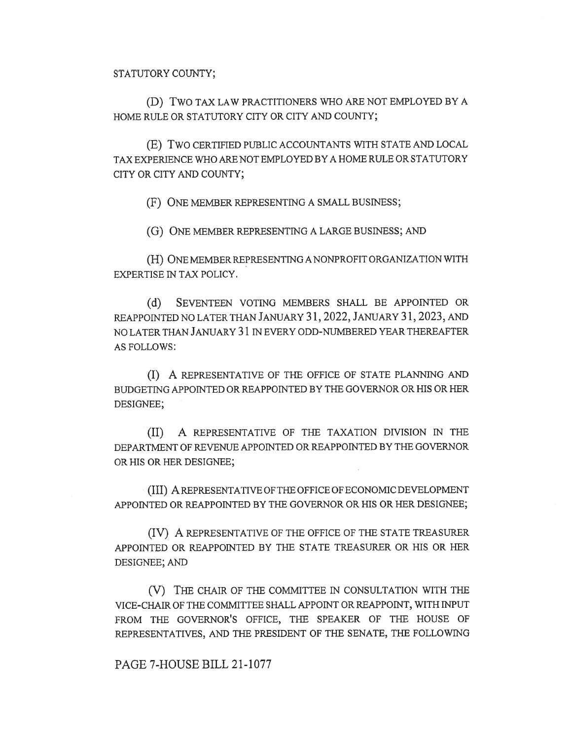STATUTORY COUNTY;

(D) TWO TAX LAW PRACTITIONERS WHO ARE NOT EMPLOYED BY A HOME RULE OR STATUTORY CITY OR CITY AND COUNTY;

(E) TWO CERTIFIED PUBLIC ACCOUNTANTS WITH STATE AND LOCAL TAX EXPERIENCE WHO ARE NOT EMPLOYED BY A HOME RULE OR STATUTORY CITY OR CITY AND COUNTY;

(F) ONE MEMBER REPRESENTING A SMALL BUSINESS;

(G) ONE MEMBER REPRESENTING A LARGE BUSINESS; AND

(H) ONE MEMBER REPRESENTING A NONPROFIT ORGANIZATION WITH EXPERTISE IN TAX POLICY.

(d) SEVENTEEN VOTING MEMBERS SHALL BE APPOINTED OR REAPPOINTED NO LATER THAN JANUARY 31, 2022, JANUARY 31, 2023, AND NO LATER THAN JANUARY 31 IN EVERY ODD-NUMBERED YEAR THEREAFTER AS FOLLOWS:

(I) A REPRESENTATIVE OF THE OFFICE OF STATE PLANNING AND BUDGETING APPOINTED OR REAPPOINTED BY THE GOVERNOR OR HIS OR HER DESIGNEE;

(II) A REPRESENTATIVE OF THE TAXATION DIVISION IN THE DEPARTMENT OF REVENUE APPOINTED OR REAPPOINTED BY THE GOVERNOR OR HIS OR HER DESIGNEE;

(III) A REPRESENTATIVE OF THE OFFICE OF ECONOMIC DEVELOPMENT APPOINTED OR REAPPOINTED BY THE GOVERNOR OR HIS OR HER DESIGNEE;

(IV) A REPRESENTATIVE OF THE OFFICE OF THE STATE TREASURER APPOINTED OR REAPPOINTED BY THE STATE TREASURER OR HIS OR HER DESIGNEE; AND

(V) THE CHAIR OF THE COMMITTEE IN CONSULTATION WITH THE VICE-CHAIR OF THE COMMITTEE SHALL APPOINT OR REAPPOINT, WITH INPUT FROM THE GOVERNOR'S OFFICE, THE SPEAKER OF THE HOUSE OF REPRESENTATIVES, AND THE PRESIDENT OF THE SENATE, THE FOLLOWING

PAGE 7-HOUSE BILL 21-1077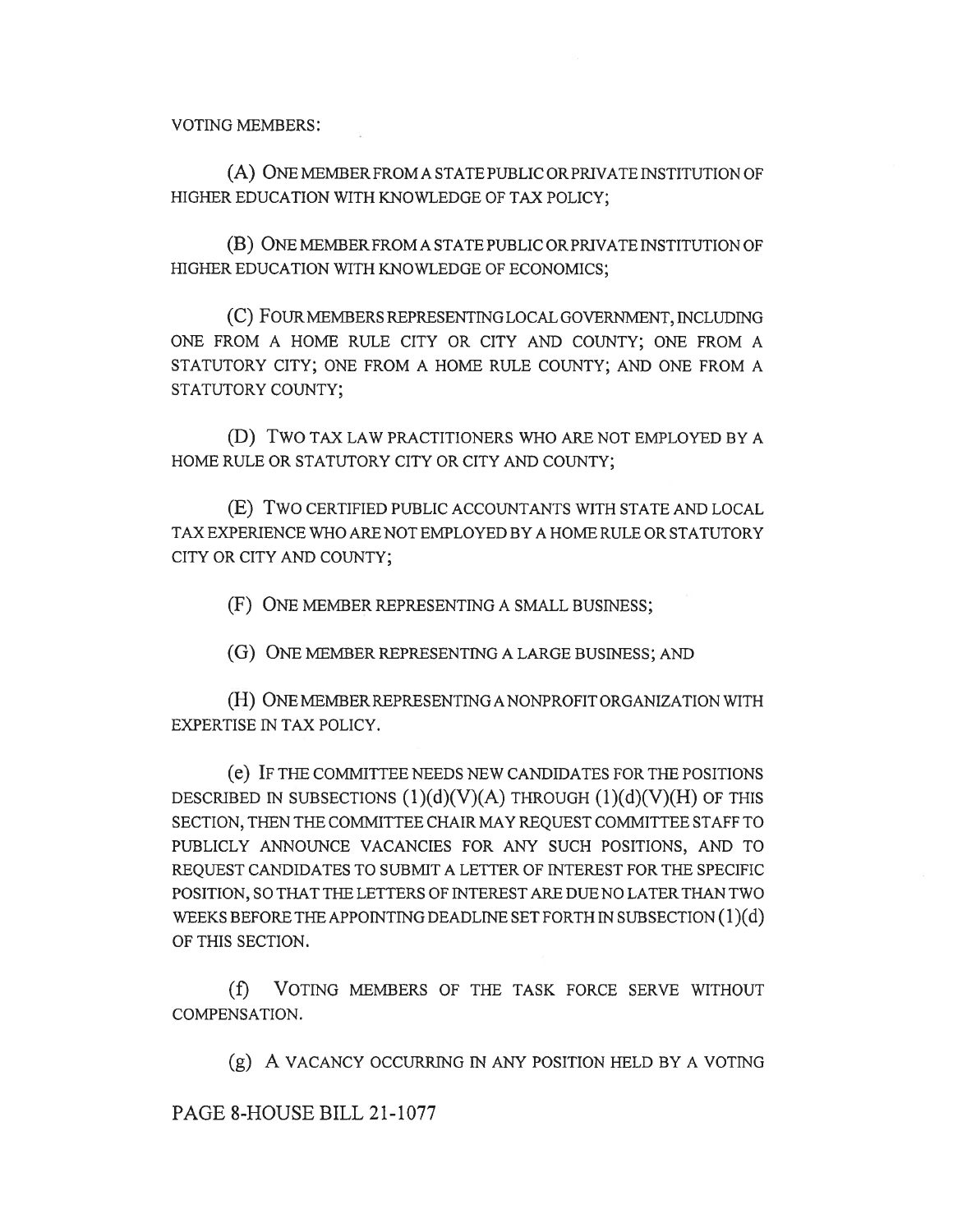VOTING MEMBERS:

(A) ONE MEMBER FROM A STATE PUBLIC OR PRIVATE INSTITUTION OF HIGHER EDUCATION WITH KNOWLEDGE OF TAX POLICY;

(B) ONE MEMBER FROM A STATE PUBLIC OR PRIVATE INSTITUTION OF HIGHER EDUCATION WITH KNOWLEDGE OF ECONOMICS;

(C) FOUR MEMBERS REPRESENTING LOCAL GOVERNMENT, INCLUDING ONE FROM A HOME RULE CITY OR CITY AND COUNTY; ONE FROM A STATUTORY CITY; ONE FROM A HOME RULE COUNTY; AND ONE FROM A STATUTORY COUNTY;

(D) TWO TAX LAW PRACTITIONERS WHO ARE NOT EMPLOYED BY A HOME RULE OR STATUTORY CITY OR CITY AND COUNTY;

(E) TWO CERTIFIED PUBLIC ACCOUNTANTS WITH STATE AND LOCAL TAX EXPERIENCE WHO ARE NOT EMPLOYED BY A HOME RULE OR STATUTORY CITY OR CITY AND COUNTY;

(F) ONE MEMBER REPRESENTING A SMALL BUSINESS;

(G) ONE MEMBER REPRESENTING A LARGE BUSINESS; AND

(H) ONE MEMBER REPRESENTING A NONPROFIT ORGANIZATION WITH EXPERTISE IN TAX POLICY.

(e) IF THE COMMITTEE NEEDS NEW CANDIDATES FOR THE POSITIONS DESCRIBED IN SUBSECTIONS (1)(d)(V)(A) THROUGH (1)(d)(V)(H) OF THIS SECTION, THEN THE COMMITTEE CHAIR MAY REQUEST COMMITTEE STAFF TO PUBLICLY ANNOUNCE VACANCIES FOR ANY SUCH POSITIONS, AND TO REQUEST CANDIDATES TO SUBMIT A LETTER OF INTEREST FOR THE SPECIFIC POSITION, SO THAT THE LETTERS OF INTEREST ARE DUE NO LATER THAN TWO WEEKS BEFORE THE APPOINTING DEADLINE SET FORTH IN SUBSECTION (1)(d) OF THIS SECTION.

(f) VOTING MEMBERS OF THE TASK FORCE SERVE WITHOUT COMPENSATION.

(g) A VACANCY OCCURRING IN ANY POSITION HELD BY A VOTING

PAGE 8-HOUSE BILL 21-1077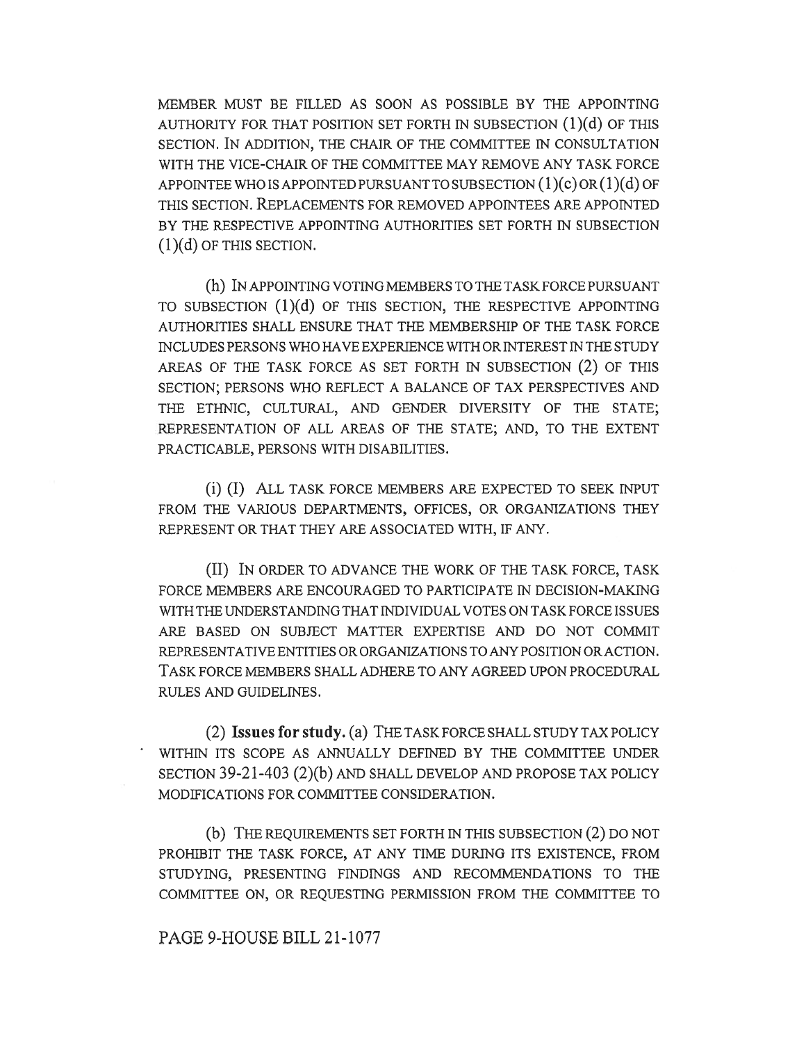MEMBER MUST BE FILLED AS SOON AS POSSIBLE BY THE APPOINTING AUTHORITY FOR THAT POSITION SET FORTH IN SUBSECTION (1)(d) OF THIS SECTION. IN ADDITION, THE CHAIR OF THE COMMITTEE IN CONSULTATION WITH THE VICE-CHAIR OF THE COMMITTEE MAY REMOVE ANY TASK FORCE APPOINTEE WHO IS APPOINTED PURSUANT TO SUBSECTION (1)(c) OR (1)(d) OF THIS SECTION. REPLACEMENTS FOR REMOVED APPOINTEES ARE APPOINTED BY THE RESPECTIVE APPOINTING AUTHORITIES SET FORTH IN SUBSECTION (1)(d) OF THIS SECTION.

(h) IN APPOINTING VOTING MEMBERS TO THE TASK FORCE PURSUANT TO SUBSECTION (1)(d) OF THIS SECTION, THE RESPECTIVE APPOINTING AUTHORITIES SHALL ENSURE THAT THE MEMBERSHIP OF THE TASK FORCE INCLUDES PERSONS WHO HAVE EXPERIENCE WITH OR INTEREST IN THE STUDY AREAS OF THE TASK FORCE AS SET FORTH IN SUBSECTION (2) OF THIS SECTION; PERSONS WHO REFLECT A BALANCE OF TAX PERSPECTIVES AND THE ETHNIC, CULTURAL, AND GENDER DIVERSITY OF THE STATE; REPRESENTATION OF ALL AREAS OF THE STATE; AND, TO THE EXTENT PRACTICABLE, PERSONS WITH DISABILITIES.

(i) (I) ALL TASK FORCE MEMBERS ARE EXPECTED TO SEEK INPUT FROM THE VARIOUS DEPARTMENTS, OFFICES, OR ORGANIZATIONS THEY REPRESENT OR THAT THEY ARE ASSOCIATED WITH, IF ANY.

(II) IN ORDER TO ADVANCE THE WORK OF THE TASK FORCE, TASK FORCE MEMBERS ARE ENCOURAGED TO PARTICIPATE IN DECISION-MAKING WITH THE UNDERSTANDING THAT INDIVIDUAL VOTES ON TASK FORCE ISSUES ARE BASED ON SUBJECT MATTER EXPERTISE AND DO NOT COMMIT REPRESENTATIVE ENTITIES OR ORGANIZATIONS TO ANY POSITION OR ACTION. TASK FORCE MEMBERS SHALL ADHERE TO ANY AGREED UPON PROCEDURAL RULES AND GUIDELINES.

(2) **Issues for study.** (a) THE TASK FORCE SHALL STUDY TAX POLICY WITHIN ITS SCOPE AS ANNUALLY DEFINED BY THE COMMITTEE UNDER SECTION 39-21-403 (2)(b) AND SHALL DEVELOP AND PROPOSE TAX POLICY MODIFICATIONS FOR COMMITTEE CONSIDERATION.

(b) THE REQUIREMENTS SET FORTH IN THIS SUBSECTION (2) DO NOT PROHIBIT THE TASK FORCE, AT ANY TIME DURING ITS EXISTENCE, FROM STUDYING, PRESENTING FINDINGS AND RECOMMENDATIONS TO THE COMMITTEE ON, OR REQUESTING PERMISSION FROM THE COMMITTEE TO

PAGE 9-HOUSE BILL 21-1077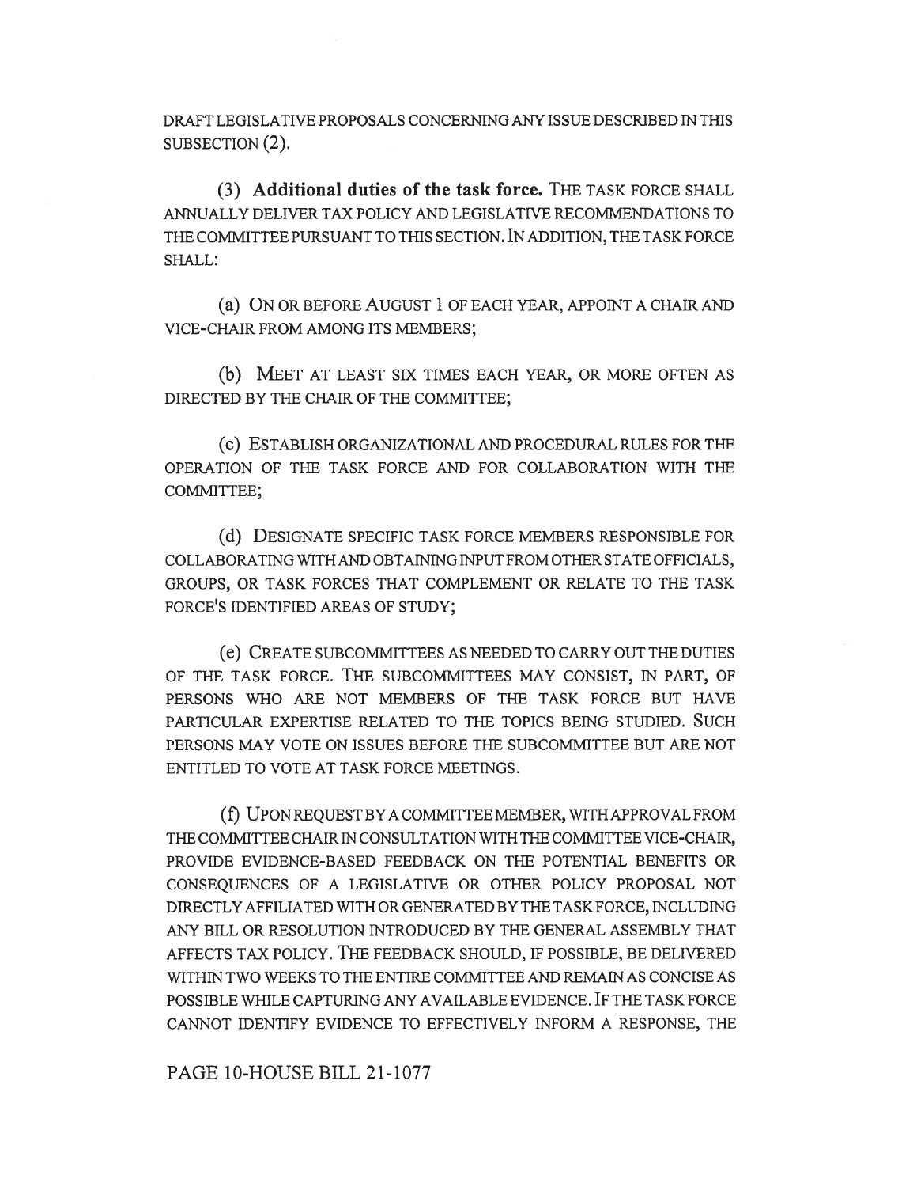DRAFT LEGISLATIVE PROPOSALS CONCERNING ANY ISSUE DESCRIBED IN THIS SUBSECTION (2).

(3) **Additional duties of the task force.** THE TASK FORCE SHALL ANNUALLY DELIVER TAX POLICY AND LEGISLATIVE RECOMMENDATIONS TO THE COMMITTEE PURSUANT TO THIS SECTION. IN ADDITION, THE TASK FORCE SHALL:

(a) ON OR BEFORE AUGUST 1 OF EACH YEAR, APPOINT A CHAIR AND VICE-CHAIR FROM AMONG ITS MEMBERS;

(b) MEET AT LEAST SIX TIMES EACH YEAR, OR MORE OFTEN AS DIRECTED BY THE CHAIR OF THE COMMITTEE;

(c) ESTABLISH ORGANIZATIONAL AND PROCEDURAL RULES FOR THE OPERATION OF THE TASK FORCE AND FOR COLLABORATION WITH THE COMMITTEE;

(d) DESIGNATE SPECIFIC TASK FORCE MEMBERS RESPONSIBLE FOR COLLABORATING WITH AND OBTAINING INPUT FROM OTHER STATE OFFICIALS, GROUPS, OR TASK FORCES THAT COMPLEMENT OR RELATE TO THE TASK FORCE'S IDENTIFIED AREAS OF STUDY;

(e) CREATE SUBCOMMITTEES AS NEEDED TO CARRY OUT THE DUTIES OF THE TASK FORCE. THE SUBCOMMITTEES MAY CONSIST, IN PART, OF PERSONS WHO ARE NOT MEMBERS OF THE TASK FORCE BUT HAVE PARTICULAR EXPERTISE RELATED TO THE TOPICS BEING STUDIED. SUCH PERSONS MAY VOTE ON ISSUES BEFORE THE SUBCOMMITTEE BUT ARE NOT ENTITLED TO VOTE AT TASK FORCE MEETINGS.

(f) UPON REQUEST BY A COMMITTEE MEMBER, WITH APPROVAL FROM THE COMMITTEE CHAIR IN CONSULTATION WITH THE COMMITTEE VICE-CHAIR, PROVIDE EVIDENCE-BASED FEEDBACK ON THE POTENTIAL BENEFITS OR CONSEQUENCES OF A LEGISLATIVE OR OTHER POLICY PROPOSAL NOT DIRECTLY AFFILIATED WITH OR GENERATED BY THE TASK FORCE, INCLUDING ANY BILL OR RESOLUTION INTRODUCED BY THE GENERAL ASSEMBLY THAT AFFECTS TAX POLICY. THE FEEDBACK SHOULD, IF POSSIBLE, BE DELIVERED WITHIN TWO WEEKS TO THE ENTIRE COMMITTEE AND REMAIN AS CONCISE AS POSSIBLE WHILE CAPTURING ANY AVAILABLE EVIDENCE. IF THE TASK FORCE CANNOT IDENTIFY EVIDENCE TO EFFECTIVELY INFORM A RESPONSE, THE

PAGE 10-HOUSE BILL 21-1077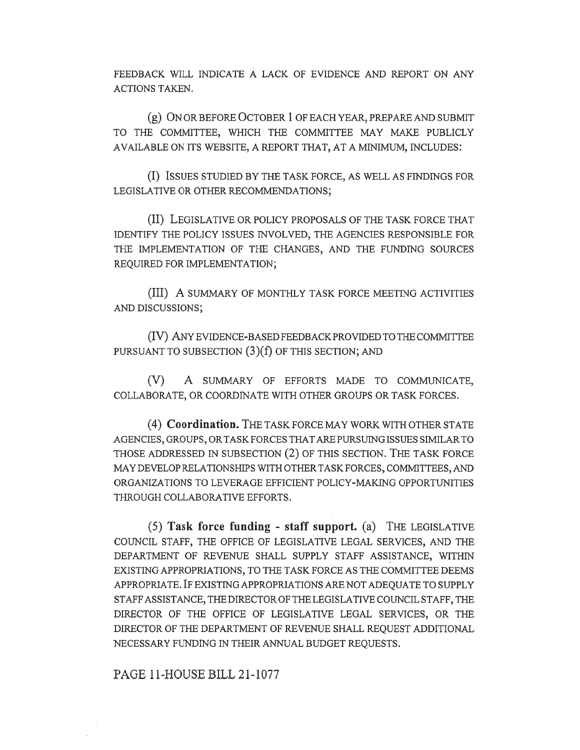FEEDBACK WILL INDICATE A LACK OF EVIDENCE AND REPORT ON ANY ACTIONS TAKEN.

(g) ON OR BEFORE OCTOBER 1 OF EACH YEAR, PREPARE AND SUBMIT TO THE COMMITTEE, WHICH THE COMMITTEE MAY MAKE PUBLICLY AVAILABLE ON ITS WEBSITE, A REPORT THAT, AT A MINIMUM, INCLUDES:

(I) ISSUES STUDIED BY THE TASK FORCE, AS WELL AS FINDINGS FOR LEGISLATIVE OR OTHER RECOMMENDATIONS;

(II) LEGISLATIVE OR POLICY PROPOSALS OF THE TASK FORCE THAT IDENTIFY THE POLICY ISSUES INVOLVED, THE AGENCIES RESPONSIBLE FOR THE IMPLEMENTATION OF THE CHANGES, AND THE FUNDING SOURCES REQUIRED FOR IMPLEMENTATION;

(III) A SUMMARY OF MONTHLY TASK FORCE MEETING ACTIVITIES AND DISCUSSIONS;

(IV) ANY EVIDENCE-BASED FEEDBACK PROVIDED TO THE COMMITTEE PURSUANT TO SUBSECTION (3)(f) OF THIS SECTION; AND

(V) A SUMMARY OF EFFORTS MADE TO COMMUNICATE, COLLABORATE, OR COORDINATE WITH OTHER GROUPS OR TASK FORCES.

(4) **Coordination.** THE TASK FORCE MAY WORK WITH OTHER STATE AGENCIES, GROUPS, OR TASK FORCES THAT ARE PURSUING ISSUES SIMILAR TO THOSE ADDRESSED IN SUBSECTION (2) OF THIS SECTION. THE TASK FORCE MAY DEVELOP RELATIONSHIPS WITH OTHER TASK FORCES, COMMITTEES, AND ORGANIZATIONS TO LEVERAGE EFFICIENT POLICY-MAKING OPPORTUNITIES THROUGH COLLABORATIVE EFFORTS.

(5) **Task force funding - staff support.** (a) THE LEGISLATIVE COUNCIL STAFF, THE OFFICE OF LEGISLATIVE LEGAL SERVICES, AND THE DEPARTMENT OF REVENUE SHALL SUPPLY STAFF ASSISTANCE, WITHIN EXISTING APPROPRIATIONS, TO THE TASK FORCE AS THE COMMITTEE DEEMS APPROPRIATE. IF EXISTING APPROPRIATIONS ARE NOT ADEQUATE TO SUPPLY STAFF ASSISTANCE, THE DIRECTOR OF THE LEGISLATIVE COUNCIL STAFF, THE DIRECTOR OF THE OFFICE OF LEGISLATIVE LEGAL SERVICES, OR THE DIRECTOR OF THE DEPARTMENT OF REVENUE SHALL REQUEST ADDITIONAL NECESSARY FUNDING IN THEIR ANNUAL BUDGET REQUESTS.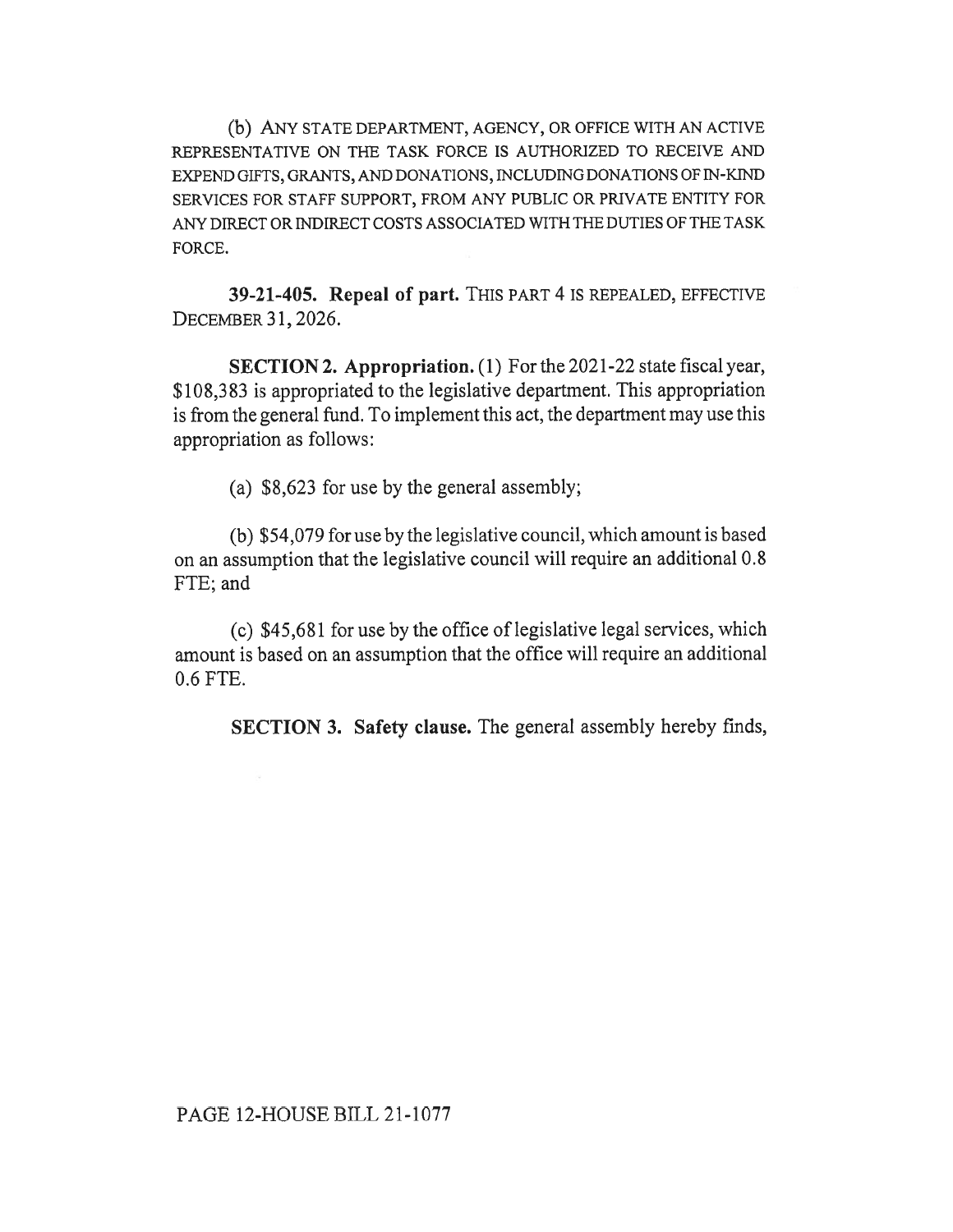(b) ANY STATE DEPARTMENT, AGENCY, OR OFFICE WITH AN ACTIVE REPRESENTATIVE ON THE TASK FORCE IS AUTHORIZED TO RECEIVE AND EXPEND GIFTS, GRANTS, AND DONATIONS, INCLUDING DONATIONS OF IN-KIND SERVICES FOR STAFF SUPPORT, FROM ANY PUBLIC OR PRIVATE ENTITY FOR ANY DIRECT OR INDIRECT COSTS ASSOCIATED WITH THE DUTIES OF THE TASK FORCE.

**39-21-405. Repeal of part.** THIS PART 4 IS REPEALED, EFFECTIVE DECEMBER 31, 2026.

**SECTION 2. Appropriation.** (1) For the 2021-22 state fiscal year, $108,383 is appropriated to the legislative department. This appropriation is from the general fund. To implement this act, the department may use this appropriation as follows:

(a) $8,623 for use by the general assembly;

(b) $54,079 for use by the legislative council, which amount is based on an assumption that the legislative council will require an additional 0.8 FTE; and

(c) $45,681 for use by the office of legislative legal services, which amount is based on an assumption that the office will require an additional 0.6 FTE.

**SECTION 3. Safety clause.** The general assembly hereby finds,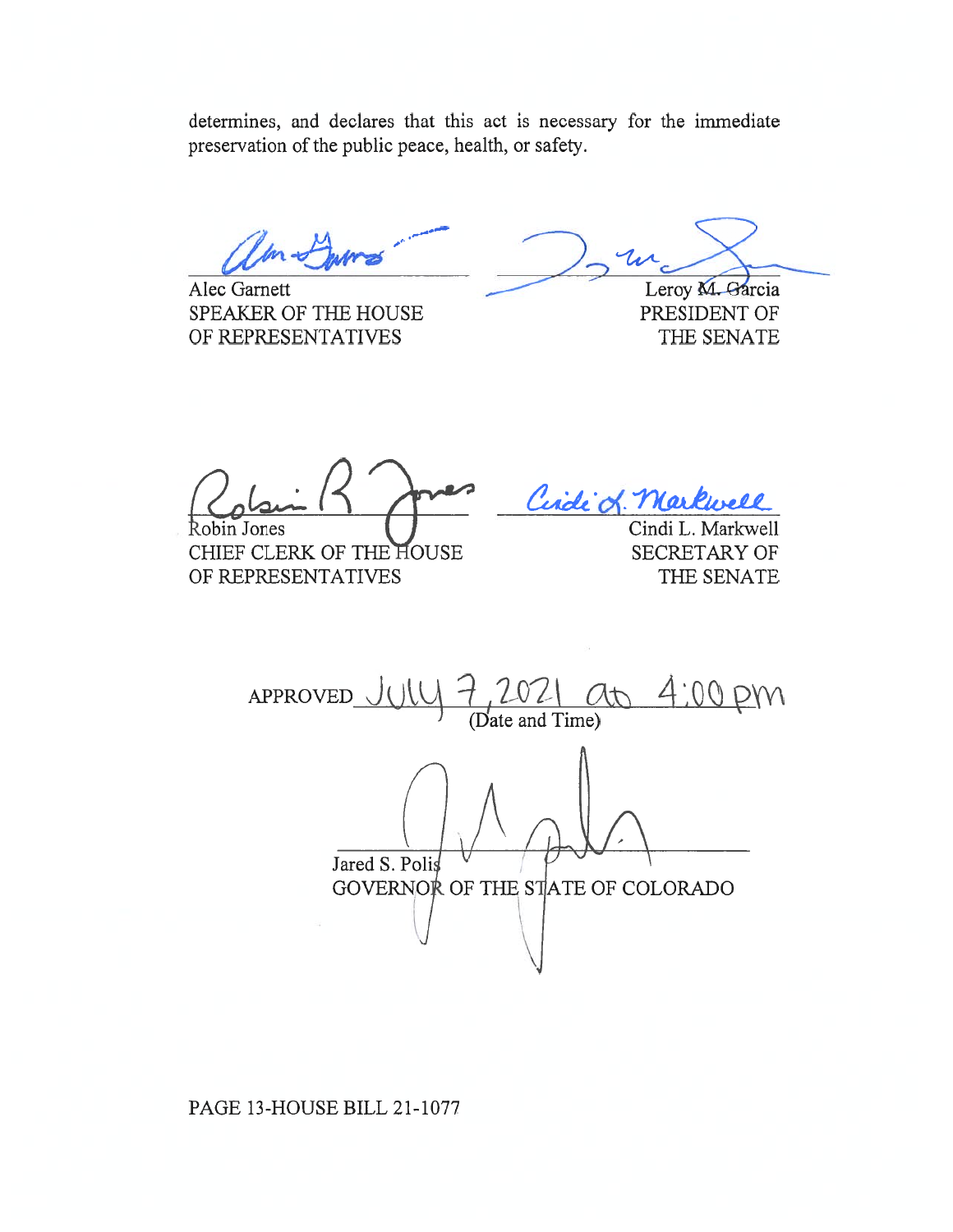determines, and declares that this act is necessary for the immediate preservation of the public peace, health, or safety.

Alec Garnett
SPEAKER OF THE HOUSE
OF REPRESENTATIVES

Leroy M. Garcia
PRESIDENT OF
THE SENATE

Robin Jones
CHIEF CLERK OF THE HOUSE
OF REPRESENTATIVES

Cindi L. Markwell
SECRETARY OF
THE SENATE

APPROVED July 7, 2021 at 4:00 pm
(Date and Time)

Jared S. Polis
GOVERNOR OF THE STATE OF COLORADO

PAGE 13-HOUSE BILL 21-1077